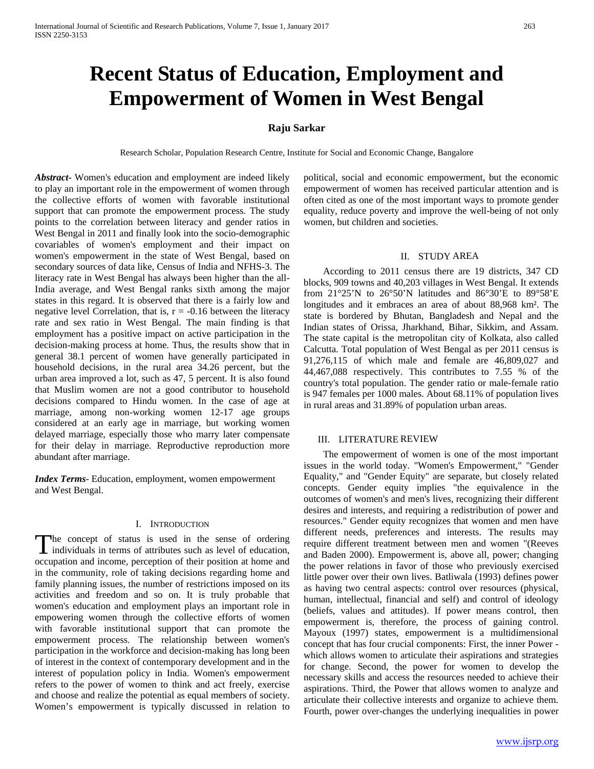# Recent Status of Education, Employment and Empowerment of Women in West Bengal

**Raju Sarkar**

Research Scholar, Population Research Centre, Institute for Social and Economic Change, Bangalore

***Abstract***- Women's education and employment are indeed likely to play an important role in the empowerment of women through the collective efforts of women with favorable institutional support that can promote the empowerment process. The study points to the correlation between literacy and gender ratios in West Bengal in 2011 and finally look into the socio-demographic covariables of women's employment and their impact on women's empowerment in the state of West Bengal, based on secondary sources of data like, Census of India and NFHS-3. The literacy rate in West Bengal has always been higher than the all-India average, and West Bengal ranks sixth among the major states in this regard. It is observed that there is a fairly low and negative level Correlation, that is, $r = -0.16$ between the literacy rate and sex ratio in West Bengal. The main finding is that employment has a positive impact on active participation in the decision-making process at home. Thus, the results show that in general 38.1 percent of women have generally participated in household decisions, in the rural area 34.26 percent, but the urban area improved a lot, such as 47, 5 percent. It is also found that Muslim women are not a good contributor to household decisions compared to Hindu women. In the case of age at marriage, among non-working women 12-17 age groups considered at an early age in marriage, but working women delayed marriage, especially those who marry later compensate for their delay in marriage. Reproductive reproduction more abundant after marriage.

***Index Terms***- Education, employment, women empowerment and West Bengal.

## I. Introduction

The concept of status is used in the sense of ordering individuals in terms of attributes such as level of education, occupation and income, perception of their position at home and in the community, role of taking decisions regarding home and family planning issues, the number of restrictions imposed on its activities and freedom and so on. It is truly probable that women's education and employment plays an important role in empowering women through the collective efforts of women with favorable institutional support that can promote the empowerment process. The relationship between women's participation in the workforce and decision-making has long been of interest in the context of contemporary development and in the interest of population policy in India. Women's empowerment refers to the power of women to think and act freely, exercise and choose and realize the potential as equal members of society. Women's empowerment is typically discussed in relation to political, social and economic empowerment, but the economic empowerment of women has received particular attention and is often cited as one of the most important ways to promote gender equality, reduce poverty and improve the well-being of not only women, but children and societies.

## II. Study Area

According to 2011 census there are 19 districts, 347 CD blocks, 909 towns and 40,203 villages in West Bengal. It extends from 21°25'N to 26°50'N latitudes and 86°30'E to 89°58'E longitudes and it embraces an area of about 88,968 km². The state is bordered by Bhutan, Bangladesh and Nepal and the Indian states of Orissa, Jharkhand, Bihar, Sikkim, and Assam. The state capital is the metropolitan city of Kolkata, also called Calcutta. Total population of West Bengal as per 2011 census is 91,276,115 of which male and female are 46,809,027 and 44,467,088 respectively. This contributes to 7.55 % of the country's total population. The gender ratio or male-female ratio is 947 females per 1000 males. About 68.11% of population lives in rural areas and 31.89% of population urban areas.

## III. Literature Review

The empowerment of women is one of the most important issues in the world today. "Women's Empowerment," "Gender Equality," and "Gender Equity" are separate, but closely related concepts. Gender equity implies "the equivalence in the outcomes of women's and men's lives, recognizing their different desires and interests, and requiring a redistribution of power and resources." Gender equity recognizes that women and men have different needs, preferences and interests. The results may require different treatment between men and women "(Reeves and Baden 2000). Empowerment is, above all, power; changing the power relations in favor of those who previously exercised little power over their own lives. Batliwala (1993) defines power as having two central aspects: control over resources (physical, human, intellectual, financial and self) and control of ideology (beliefs, values and attitudes). If power means control, then empowerment is, therefore, the process of gaining control. Mayoux (1997) states, empowerment is a multidimensional concept that has four crucial components: First, the inner Power - which allows women to articulate their aspirations and strategies for change. Second, the power for women to develop the necessary skills and access the resources needed to achieve their aspirations. Third, the Power that allows women to analyze and articulate their collective interests and organize to achieve them. Fourth, power over-changes the underlying inequalities in power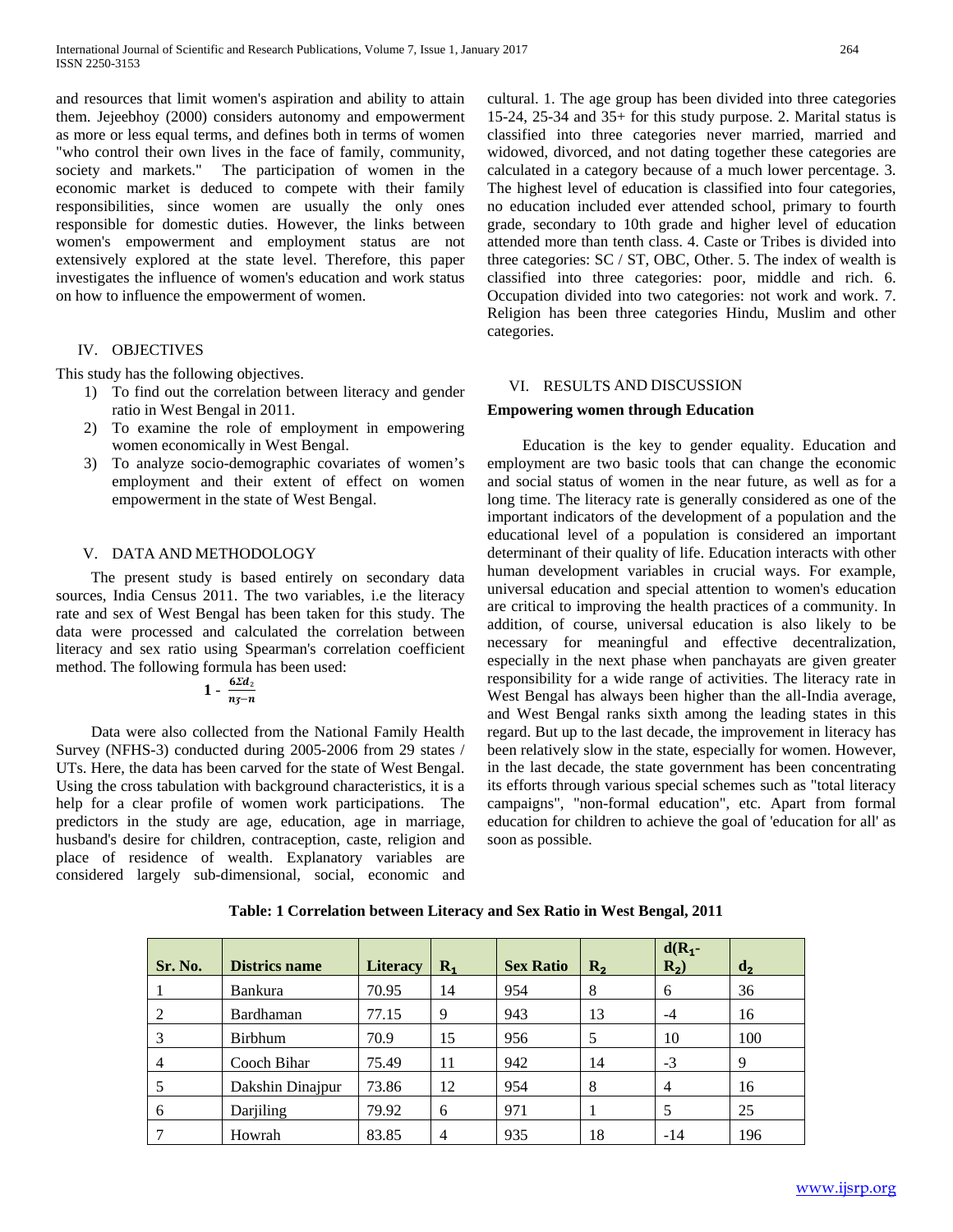and resources that limit women's aspiration and ability to attain them. Jejeebhoy (2000) considers autonomy and empowerment as more or less equal terms, and defines both in terms of women "who control their own lives in the face of family, community, society and markets." The participation of women in the economic market is deduced to compete with their family responsibilities, since women are usually the only ones responsible for domestic duties. However, the links between women's empowerment and employment status are not extensively explored at the state level. Therefore, this paper investigates the influence of women's education and work status on how to influence the empowerment of women.

## IV. OBJECTIVES

This study has the following objectives.

1) To find out the correlation between literacy and gender ratio in West Bengal in 2011.
2) To examine the role of employment in empowering women economically in West Bengal.
3) To analyze socio-demographic covariates of women's employment and their extent of effect on women empowerment in the state of West Bengal.

## V. DATA AND METHODOLOGY

The present study is based entirely on secondary data sources, India Census 2011. The two variables, i.e the literacy rate and sex of West Bengal has been taken for this study. The data were processed and calculated the correlation between literacy and sex ratio using Spearman's correlation coefficient method. The following formula has been used:

$$1 - \frac{6\Sigma d_2}{n_3 - n}$$

Data were also collected from the National Family Health Survey (NFHS-3) conducted during 2005-2006 from 29 states / UTs. Here, the data has been carved for the state of West Bengal. Using the cross tabulation with background characteristics, it is a help for a clear profile of women work participations. The predictors in the study are age, education, age in marriage, husband's desire for children, contraception, caste, religion and place of residence of wealth. Explanatory variables are considered largely sub-dimensional, social, economic and cultural. 1. The age group has been divided into three categories 15-24, 25-34 and 35+ for this study purpose. 2. Marital status is classified into three categories never married, married and widowed, divorced, and not dating together these categories are calculated in a category because of a much lower percentage. 3. The highest level of education is classified into four categories, no education included ever attended school, primary to fourth grade, secondary to 10th grade and higher level of education attended more than tenth class. 4. Caste or Tribes is divided into three categories: SC / ST, OBC, Other. 5. The index of wealth is classified into three categories: poor, middle and rich. 6. Occupation divided into two categories: not work and work. 7. Religion has been three categories Hindu, Muslim and other categories.

## VI. RESULTS AND DISCUSSION

### Empowering women through Education

Education is the key to gender equality. Education and employment are two basic tools that can change the economic and social status of women in the near future, as well as for a long time. The literacy rate is generally considered as one of the important indicators of the development of a population and the educational level of a population is considered an important determinant of their quality of life. Education interacts with other human development variables in crucial ways. For example, universal education and special attention to women's education are critical to improving the health practices of a community. In addition, of course, universal education is also likely to be necessary for meaningful and effective decentralization, especially in the next phase when panchayats are given greater responsibility for a wide range of activities. The literacy rate in West Bengal has always been higher than the all-India average, and West Bengal ranks sixth among the leading states in this regard. But up to the last decade, the improvement in literacy has been relatively slow in the state, especially for women. However, in the last decade, the state government has been concentrating its efforts through various special schemes such as "total literacy campaigns", "non-formal education", etc. Apart from formal education for children to achieve the goal of 'education for all' as soon as possible.

**Table: 1 Correlation between Literacy and Sex Ratio in West Bengal, 2011**

| Sr. No. | Districs name | Literacy | $R_1$ | Sex Ratio | $R_2$ | $d(R_1-R_2)$ | $d_2$ |
|---|---|---|---|---|---|---|---|
| 1 | Bankura | 70.95 | 14 | 954 | 8 | 6 | 36 |
| 2 | Bardhaman | 77.15 | 9 | 943 | 13 | -4 | 16 |
| 3 | Birbhum | 70.9 | 15 | 956 | 5 | 10 | 100 |
| 4 | Cooch Bihar | 75.49 | 11 | 942 | 14 | -3 | 9 |
| 5 | Dakshin Dinajpur | 73.86 | 12 | 954 | 8 | 4 | 16 |
| 6 | Darjiling | 79.92 | 6 | 971 | 1 | 5 | 25 |
| 7 | Howrah | 83.85 | 4 | 935 | 18 | -14 | 196 |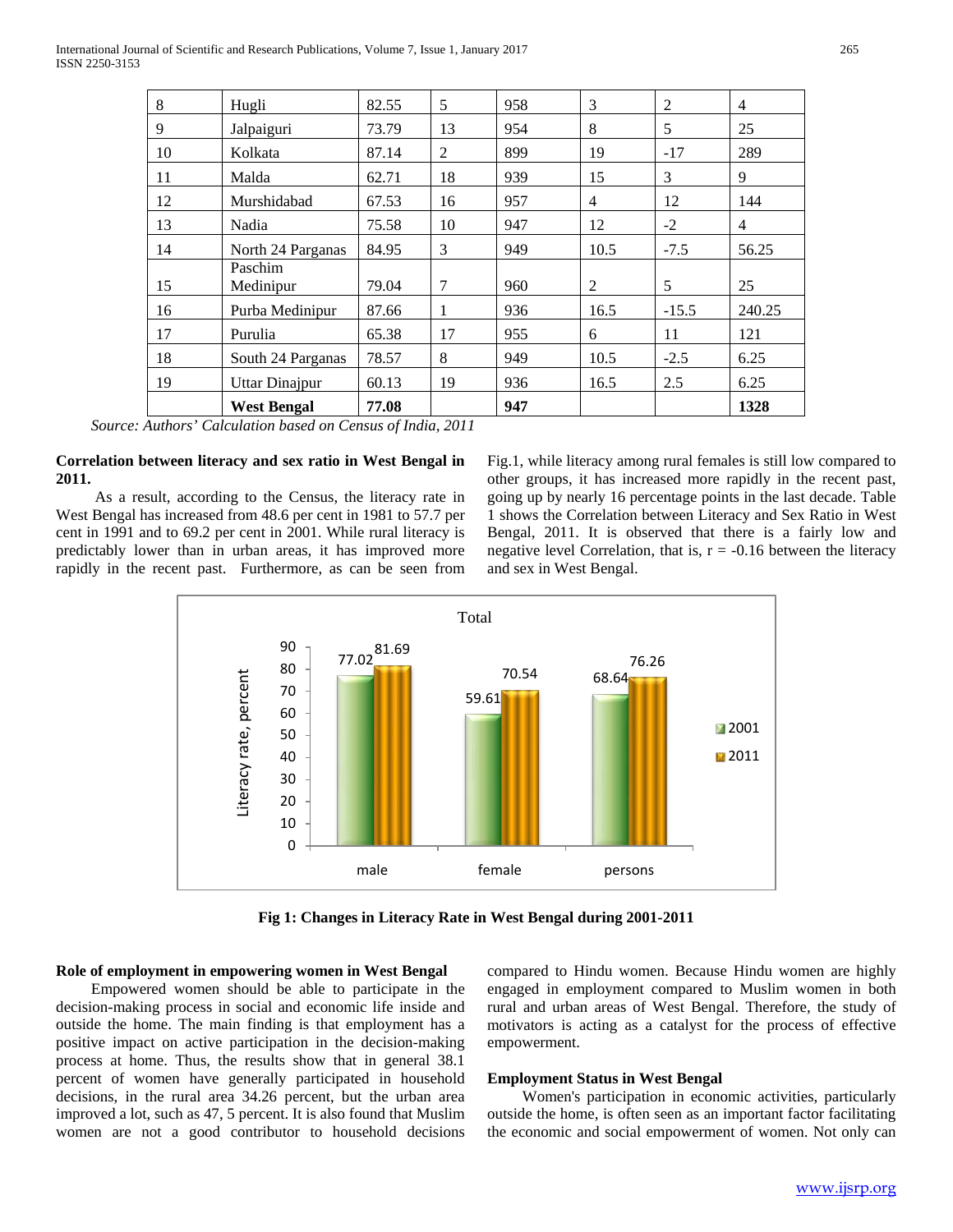| 8 | Hugli | 82.55 | 5 | 958 | 3 | 2 | 4 |
|---|---|---|---|---|---|---|---|
| 9 | Jalpaiguri | 73.79 | 13 | 954 | 8 | 5 | 25 |
| 10 | Kolkata | 87.14 | 2 | 899 | 19 | -17 | 289 |
| 11 | Malda | 62.71 | 18 | 939 | 15 | 3 | 9 |
| 12 | Murshidabad | 67.53 | 16 | 957 | 4 | 12 | 144 |
| 13 | Nadia | 75.58 | 10 | 947 | 12 | -2 | 4 |
| 14 | North 24 Parganas | 84.95 | 3 | 949 | 10.5 | -7.5 | 56.25 |
| 15 | Paschim Medinipur | 79.04 | 7 | 960 | 2 | 5 | 25 |
| 16 | Purba Medinipur | 87.66 | 1 | 936 | 16.5 | -15.5 | 240.25 |
| 17 | Purulia | 65.38 | 17 | 955 | 6 | 11 | 121 |
| 18 | South 24 Parganas | 78.57 | 8 | 949 | 10.5 | -2.5 | 6.25 |
| 19 | Uttar Dinajpur | 60.13 | 19 | 936 | 16.5 | 2.5 | 6.25 |
| | **West Bengal** | **77.08** | | **947** | | | **1328** |

*Source: Authors' Calculation based on Census of India, 2011*

**Correlation between literacy and sex ratio in West Bengal in 2011.**

As a result, according to the Census, the literacy rate in West Bengal has increased from 48.6 per cent in 1981 to 57.7 per cent in 1991 and to 69.2 per cent in 2001. While rural literacy is predictably lower than in urban areas, it has improved more rapidly in the recent past. Furthermore, as can be seen from Fig.1, while literacy among rural females is still low compared to other groups, it has increased more rapidly in the recent past, going up by nearly 16 percentage points in the last decade. Table 1 shows the Correlation between Literacy and Sex Ratio in West Bengal, 2011. It is observed that there is a fairly low and negative level Correlation, that is, r = -0.16 between the literacy and sex in West Bengal.

| | 2001 | 2011 |
|---|---|---|
| male | 77.02 | 81.69 |
| female | 59.61 | 70.54 |
| persons | 68.64 | 76.26 |

**Fig 1: Changes in Literacy Rate in West Bengal during 2001-2011**

**Role of employment in empowering women in West Bengal**

Empowered women should be able to participate in the decision-making process in social and economic life inside and outside the home. The main finding is that employment has a positive impact on active participation in the decision-making process at home. Thus, the results show that in general 38.1 percent of women have generally participated in household decisions, in the rural area 34.26 percent, but the urban area improved a lot, such as 47, 5 percent. It is also found that Muslim women are not a good contributor to household decisions compared to Hindu women. Because Hindu women are highly engaged in employment compared to Muslim women in both rural and urban areas of West Bengal. Therefore, the study of motivators is acting as a catalyst for the process of effective empowerment.

**Employment Status in West Bengal**

Women's participation in economic activities, particularly outside the home, is often seen as an important factor facilitating the economic and social empowerment of women. Not only can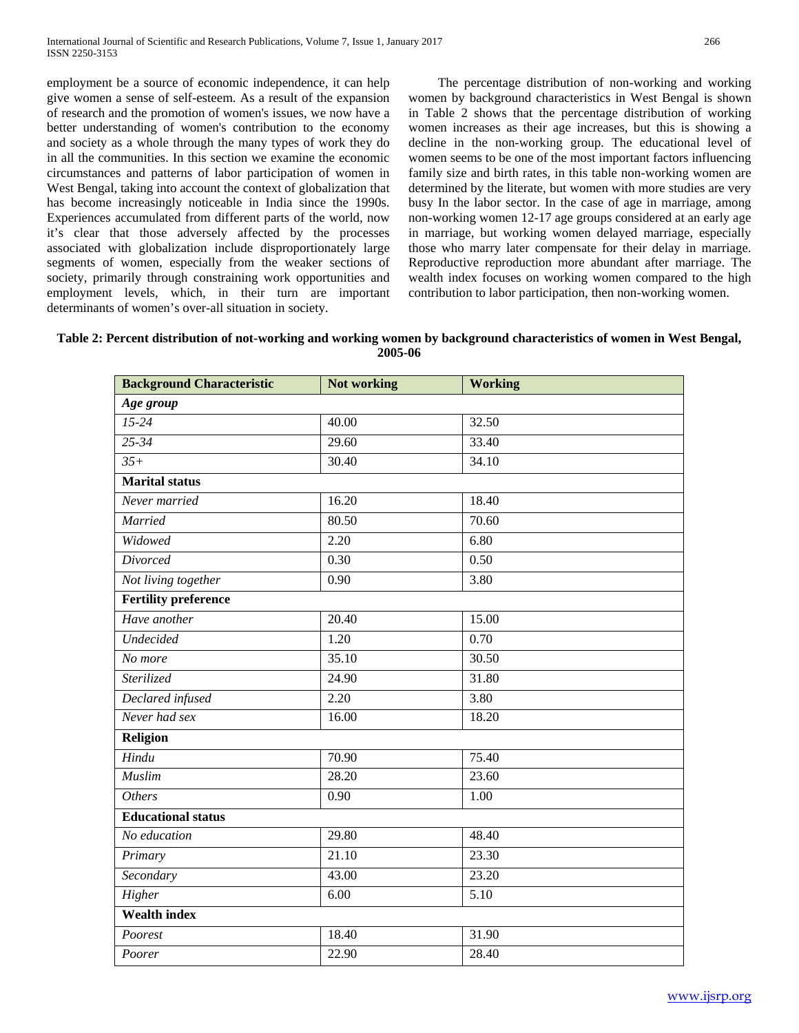employment be a source of economic independence, it can help give women a sense of self-esteem. As a result of the expansion of research and the promotion of women's issues, we now have a better understanding of women's contribution to the economy and society as a whole through the many types of work they do in all the communities. In this section we examine the economic circumstances and patterns of labor participation of women in West Bengal, taking into account the context of globalization that has become increasingly noticeable in India since the 1990s. Experiences accumulated from different parts of the world, now it's clear that those adversely affected by the processes associated with globalization include disproportionately large segments of women, especially from the weaker sections of society, primarily through constraining work opportunities and employment levels, which, in their turn are important determinants of women's over-all situation in society.

The percentage distribution of non-working and working women by background characteristics in West Bengal is shown in Table 2 shows that the percentage distribution of working women increases as their age increases, but this is showing a decline in the non-working group. The educational level of women seems to be one of the most important factors influencing family size and birth rates, in this table non-working women are determined by the literate, but women with more studies are very busy In the labor sector. In the case of age in marriage, among non-working women 12-17 age groups considered at an early age in marriage, but working women delayed marriage, especially those who marry later compensate for their delay in marriage. Reproductive reproduction more abundant after marriage. The wealth index focuses on working women compared to the high contribution to labor participation, then non-working women.

**Table 2: Percent distribution of not-working and working women by background characteristics of women in West Bengal, 2005-06**

| Background Characteristic | Not working | Working |
|---|---|---|
| ***Age group*** | | |
| *15-24* | 40.00 | 32.50 |
| *25-34* | 29.60 | 33.40 |
| *35+* | 30.40 | 34.10 |
| **Marital status** | | |
| *Never married* | 16.20 | 18.40 |
| *Married* | 80.50 | 70.60 |
| *Widowed* | 2.20 | 6.80 |
| *Divorced* | 0.30 | 0.50 |
| *Not living together* | 0.90 | 3.80 |
| **Fertility preference** | | |
| *Have another* | 20.40 | 15.00 |
| *Undecided* | 1.20 | 0.70 |
| *No more* | 35.10 | 30.50 |
| *Sterilized* | 24.90 | 31.80 |
| *Declared infused* | 2.20 | 3.80 |
| *Never had sex* | 16.00 | 18.20 |
| **Religion** | | |
| *Hindu* | 70.90 | 75.40 |
| *Muslim* | 28.20 | 23.60 |
| *Others* | 0.90 | 1.00 |
| **Educational status** | | |
| *No education* | 29.80 | 48.40 |
| *Primary* | 21.10 | 23.30 |
| *Secondary* | 43.00 | 23.20 |
| *Higher* | 6.00 | 5.10 |
| **Wealth index** | | |
| *Poorest* | 18.40 | 31.90 |
| *Poorer* | 22.90 | 28.40 |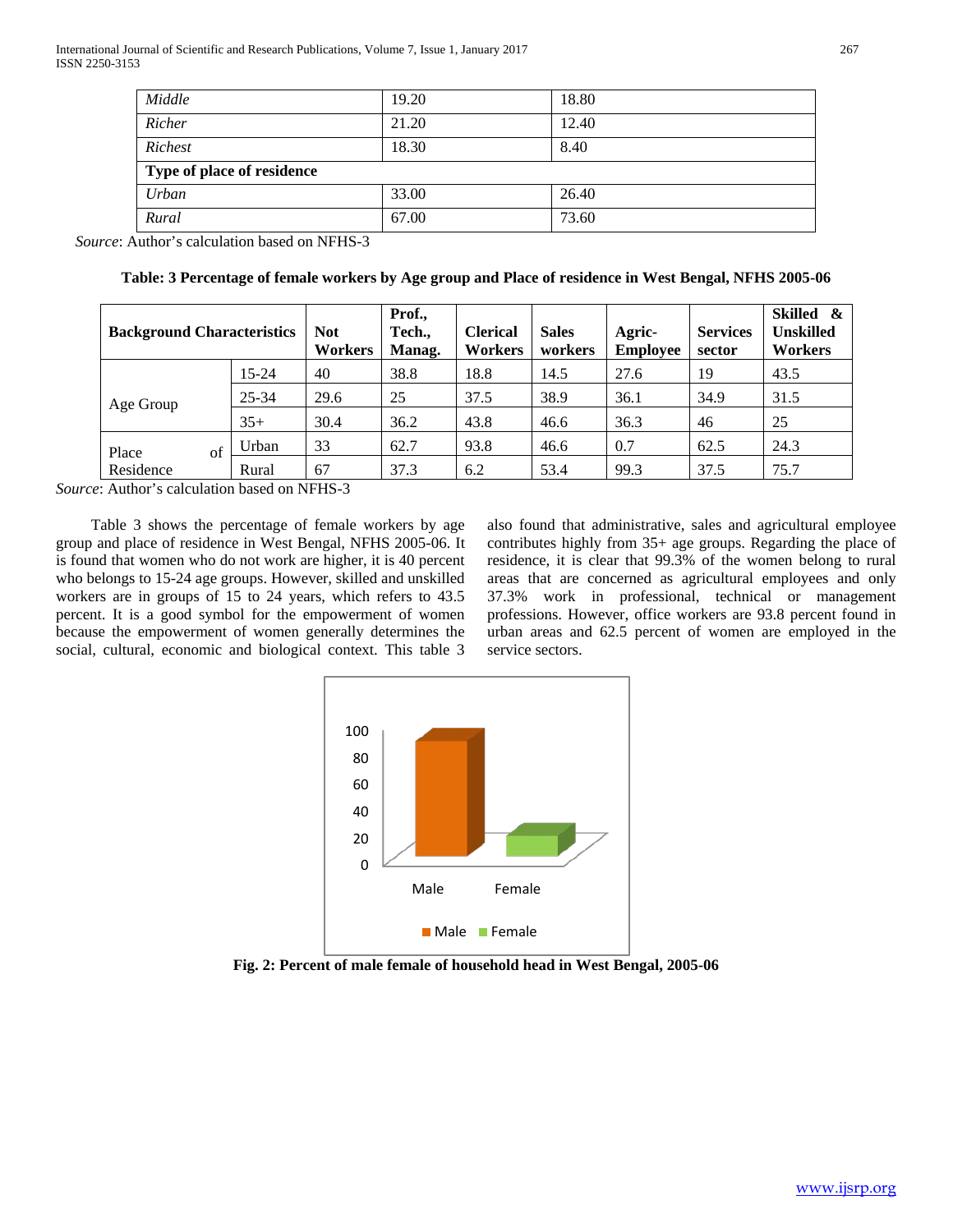| Middle | 19.20 | 18.80 |
|---|---|---|
| Richer | 21.20 | 12.40 |
| Richest | 18.30 | 8.40 |
| **Type of place of residence** | | |
| Urban | 33.00 | 26.40 |
| Rural | 67.00 | 73.60 |

*Source*: Author's calculation based on NFHS-3

**Table: 3 Percentage of female workers by Age group and Place of residence in West Bengal, NFHS 2005-06**

| Background Characteristics | | Not Workers | Prof., Tech., Manag. | Clerical Workers | Sales workers | Agric-Employee | Services sector | Skilled & Unskilled Workers |
|---|---|---|---|---|---|---|---|---|
| Age Group | 15-24 | 40 | 38.8 | 18.8 | 14.5 | 27.6 | 19 | 43.5 |
| | 25-34 | 29.6 | 25 | 37.5 | 38.9 | 36.1 | 34.9 | 31.5 |
| | 35+ | 30.4 | 36.2 | 43.8 | 46.6 | 36.3 | 46 | 25 |
| Place of Residence | Urban | 33 | 62.7 | 93.8 | 46.6 | 0.7 | 62.5 | 24.3 |
| | Rural | 67 | 37.3 | 6.2 | 53.4 | 99.3 | 37.5 | 75.7 |

*Source*: Author's calculation based on NFHS-3

Table 3 shows the percentage of female workers by age group and place of residence in West Bengal, NFHS 2005-06. It is found that women who do not work are higher, it is 40 percent who belongs to 15-24 age groups. However, skilled and unskilled workers are in groups of 15 to 24 years, which refers to 43.5 percent. It is a good symbol for the empowerment of women because the empowerment of women generally determines the social, cultural, economic and biological context. This table 3 also found that administrative, sales and agricultural employee contributes highly from 35+ age groups. Regarding the place of residence, it is clear that 99.3% of the women belong to rural areas that are concerned as agricultural employees and only 37.3% work in professional, technical or management professions. However, office workers are 93.8 percent found in urban areas and 62.5 percent of women are employed in the service sectors.

**Fig. 2: Percent of male female of household head in West Bengal, 2005-06**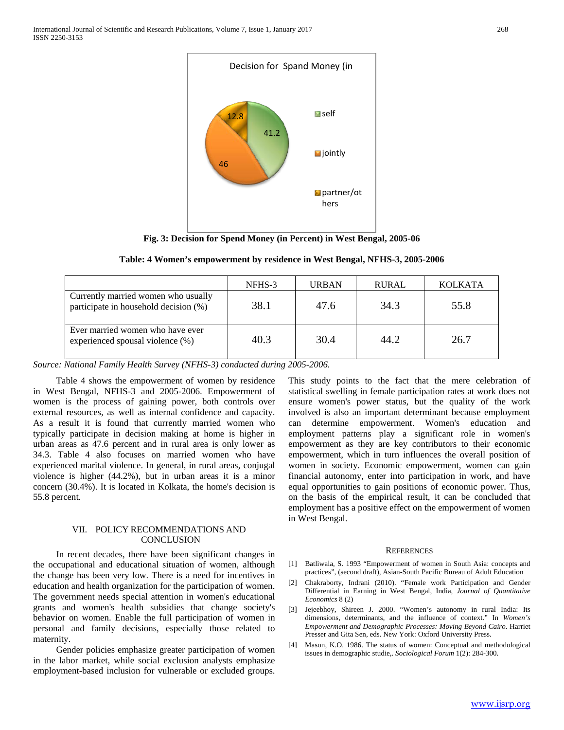**Fig. 3: Decision for Spend Money (in Percent) in West Bengal, 2005-06**

**Table: 4 Women's empowerment by residence in West Bengal, NFHS-3, 2005-2006**

| | NFHS-3 | URBAN | RURAL | KOLKATA |
|---|---|---|---|---|
| Currently married women who usually participate in household decision (%) | 38.1 | 47.6 | 34.3 | 55.8 |
| Ever married women who have ever experienced spousal violence (%) | 40.3 | 30.4 | 44.2 | 26.7 |

*Source: National Family Health Survey (NFHS-3) conducted during 2005-2006.*

Table 4 shows the empowerment of women by residence in West Bengal, NFHS-3 and 2005-2006. Empowerment of women is the process of gaining power, both controls over external resources, as well as internal confidence and capacity. As a result it is found that currently married women who typically participate in decision making at home is higher in urban areas as 47.6 percent and in rural area is only lower as 34.3. Table 4 also focuses on married women who have experienced marital violence. In general, in rural areas, conjugal violence is higher (44.2%), but in urban areas it is a minor concern (30.4%). It is located in Kolkata, the home's decision is 55.8 percent.

## VII. Policy Recommendations and Conclusion

In recent decades, there have been significant changes in the occupational and educational situation of women, although the change has been very low. There is a need for incentives in education and health organization for the participation of women. The government needs special attention in women's educational grants and women's health subsidies that change society's behavior on women. Enable the full participation of women in personal and family decisions, especially those related to maternity.

Gender policies emphasize greater participation of women in the labor market, while social exclusion analysts emphasize employment-based inclusion for vulnerable or excluded groups. This study points to the fact that the mere celebration of statistical swelling in female participation rates at work does not ensure women's power status, but the quality of the work involved is also an important determinant because employment can determine empowerment. Women's education and employment patterns play a significant role in women's empowerment as they are key contributors to their economic empowerment, which in turn influences the overall position of women in society. Economic empowerment, women can gain financial autonomy, enter into participation in work, and have equal opportunities to gain positions of economic power. Thus, on the basis of the empirical result, it can be concluded that employment has a positive effect on the empowerment of women in West Bengal.

## References

[1] Batliwala, S. 1993 "Empowerment of women in South Asia: concepts and practices", (second draft), Asian-South Pacific Bureau of Adult Education

[2] Chakraborty, Indrani (2010). "Female work Participation and Gender Differential in Earning in West Bengal, India, *Journal of Quantitative Economics* 8 (2)

[3] Jejeebhoy, Shireen J. 2000. "Women's autonomy in rural India: Its dimensions, determinants, and the influence of context." In *Women's Empowerment and Demographic Processes: Moving Beyond Cairo.* Harriet Presser and Gita Sen, eds. New York: Oxford University Press.

[4] Mason, K.O. 1986. The status of women: Conceptual and methodological issues in demographic studie,. *Sociological Forum* 1(2): 284-300.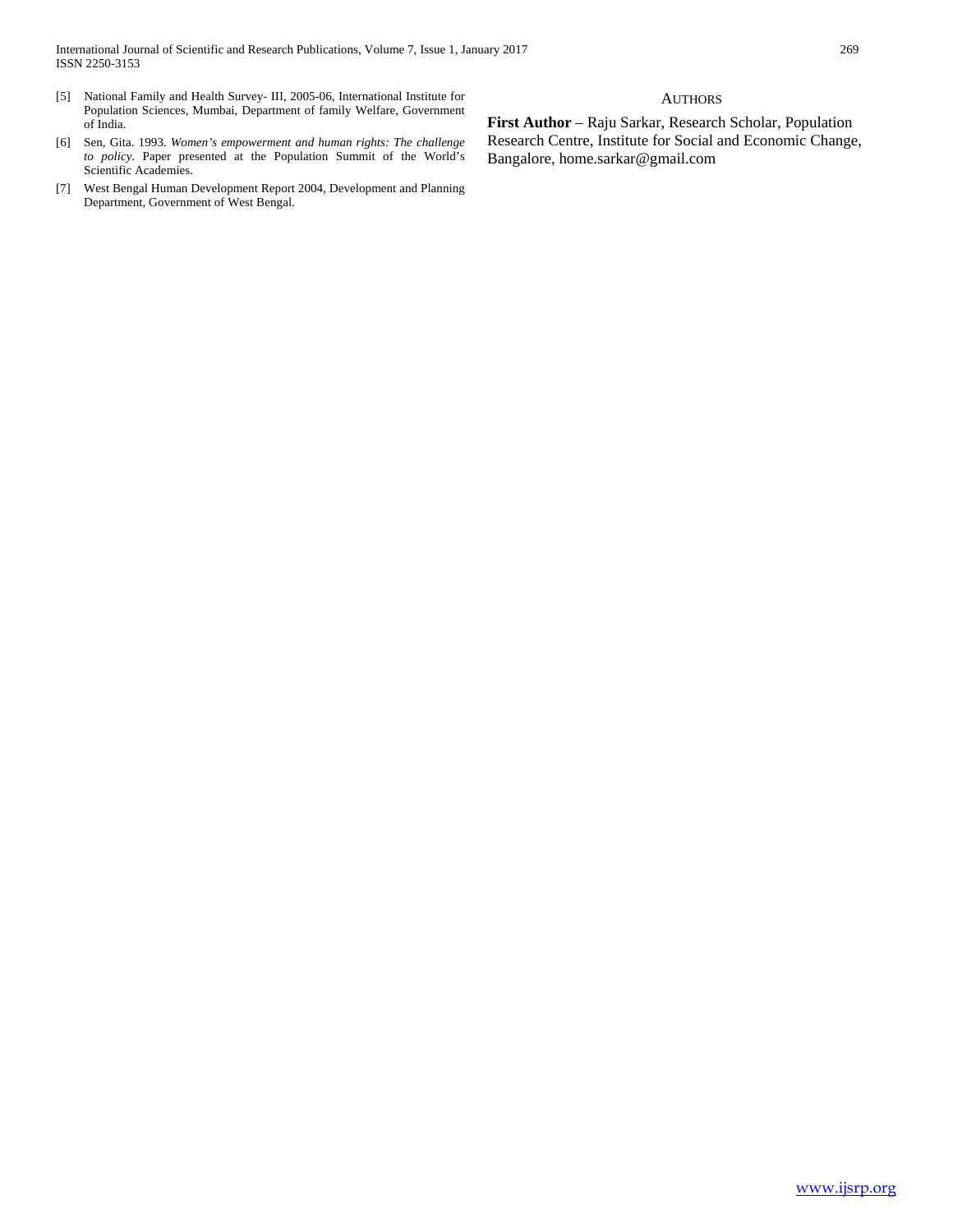[5] National Family and Health Survey- III, 2005-06, International Institute for Population Sciences, Mumbai, Department of family Welfare, Government of India.

[6] Sen, Gita. 1993. *Women's empowerment and human rights: The challenge to policy*. Paper presented at the Population Summit of the World's Scientific Academies.

[7] West Bengal Human Development Report 2004, Development and Planning Department, Government of West Bengal.

## AUTHORS

**First Author** – Raju Sarkar, Research Scholar, Population Research Centre, Institute for Social and Economic Change, Bangalore, home.sarkar@gmail.com